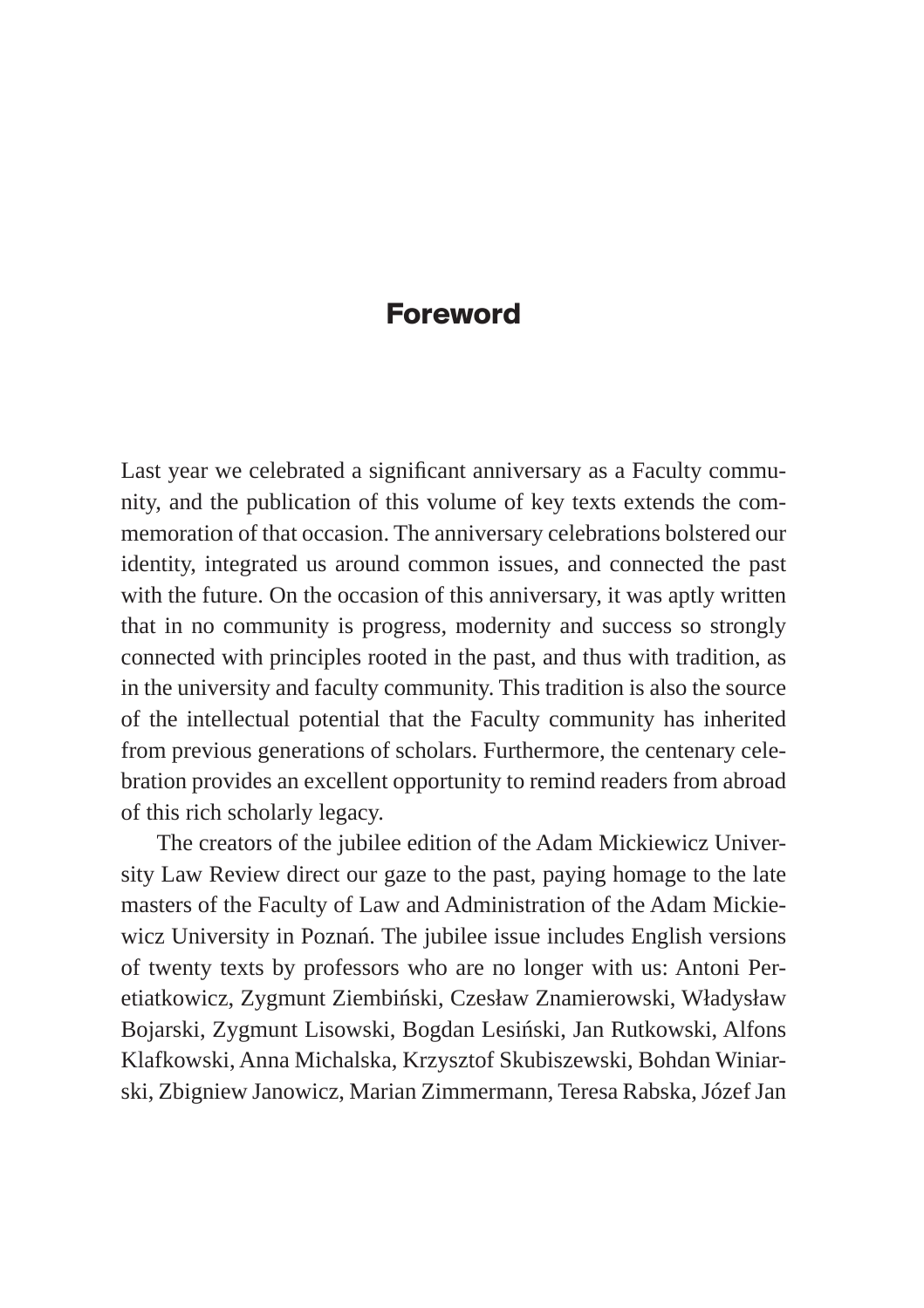# Foreword

Last year we celebrated a significant anniversary as a Faculty community, and the publication of this volume of key texts extends the commemoration of that occasion. The anniversary celebrations bolstered our identity, integrated us around common issues, and connected the past with the future. On the occasion of this anniversary, it was aptly written that in no community is progress, modernity and success so strongly connected with principles rooted in the past, and thus with tradition, as in the university and faculty community. This tradition is also the source of the intellectual potential that the Faculty community has inherited from previous generations of scholars. Furthermore, the centenary celebration provides an excellent opportunity to remind readers from abroad of this rich scholarly legacy.

The creators of the jubilee edition of the Adam Mickiewicz University Law Review direct our gaze to the past, paying homage to the late masters of the Faculty of Law and Administration of the Adam Mickiewicz University in Poznań. The jubilee issue includes English versions of twenty texts by professors who are no longer with us: Antoni Peretiatkowicz, Zygmunt Ziembiński, Czesław Znamierowski, Władysław Bojarski, Zygmunt Lisowski, Bogdan Lesiński, Jan Rutkowski, Alfons Klafkowski, Anna Michalska, Krzysztof Skubiszewski, Bohdan Winiarski, Zbigniew Janowicz, Marian Zimmermann, Teresa Rabska, Józef Jan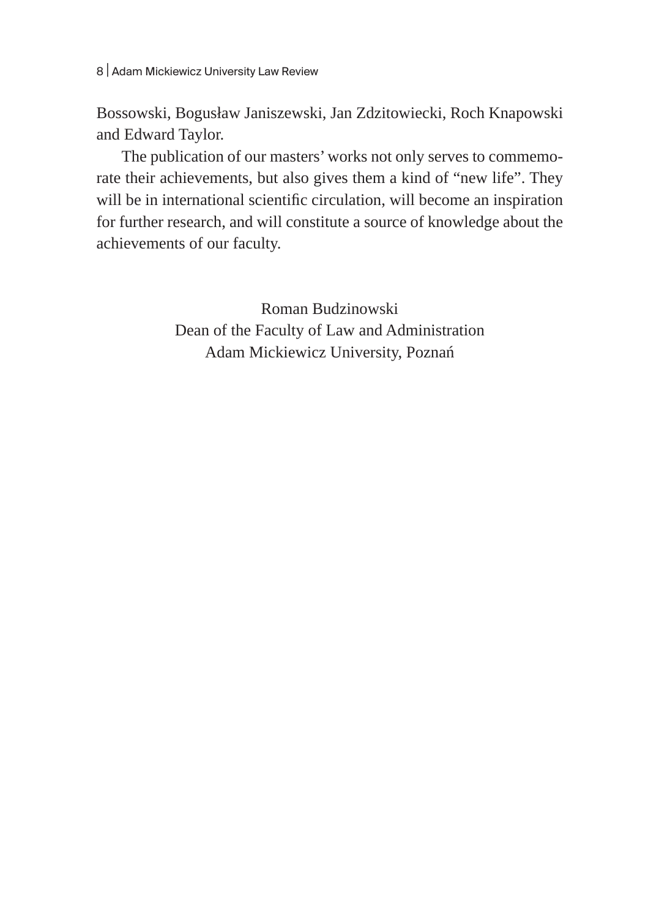Bossowski, Bogusław Janiszewski, Jan Zdzitowiecki, Roch Knapowski and Edward Taylor.

The publication of our masters' works not only serves to commemorate their achievements, but also gives them a kind of "new life". They will be in international scientific circulation, will become an inspiration for further research, and will constitute a source of knowledge about the achievements of our faculty.

Roman Budzinowski  
Dean of the Faculty of Law and Administration  
Adam Mickiewicz University, Poznań